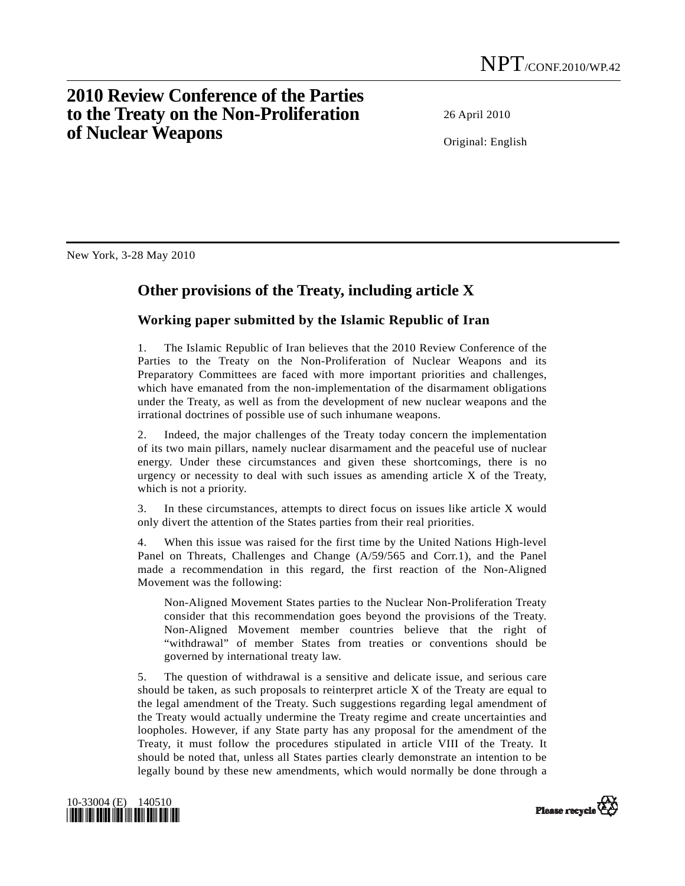NPT/CONF.2010/WP.42

# 2010 Review Conference of the Parties to the Treaty on the Non-Proliferation of Nuclear Weapons

26 April 2010

Original: English

New York, 3-28 May 2010

## Other provisions of the Treaty, including article X

### Working paper submitted by the Islamic Republic of Iran

1. The Islamic Republic of Iran believes that the 2010 Review Conference of the Parties to the Treaty on the Non-Proliferation of Nuclear Weapons and its Preparatory Committees are faced with more important priorities and challenges, which have emanated from the non-implementation of the disarmament obligations under the Treaty, as well as from the development of new nuclear weapons and the irrational doctrines of possible use of such inhumane weapons.

2. Indeed, the major challenges of the Treaty today concern the implementation of its two main pillars, namely nuclear disarmament and the peaceful use of nuclear energy. Under these circumstances and given these shortcomings, there is no urgency or necessity to deal with such issues as amending article X of the Treaty, which is not a priority.

3. In these circumstances, attempts to direct focus on issues like article X would only divert the attention of the States parties from their real priorities.

4. When this issue was raised for the first time by the United Nations High-level Panel on Threats, Challenges and Change (A/59/565 and Corr.1), and the Panel made a recommendation in this regard, the first reaction of the Non-Aligned Movement was the following:

> Non-Aligned Movement States parties to the Nuclear Non-Proliferation Treaty consider that this recommendation goes beyond the provisions of the Treaty. Non-Aligned Movement member countries believe that the right of "withdrawal" of member States from treaties or conventions should be governed by international treaty law.

5. The question of withdrawal is a sensitive and delicate issue, and serious care should be taken, as such proposals to reinterpret article X of the Treaty are equal to the legal amendment of the Treaty. Such suggestions regarding legal amendment of the Treaty would actually undermine the Treaty regime and create uncertainties and loopholes. However, if any State party has any proposal for the amendment of the Treaty, it must follow the procedures stipulated in article VIII of the Treaty. It should be noted that, unless all States parties clearly demonstrate an intention to be legally bound by these new amendments, which would normally be done through a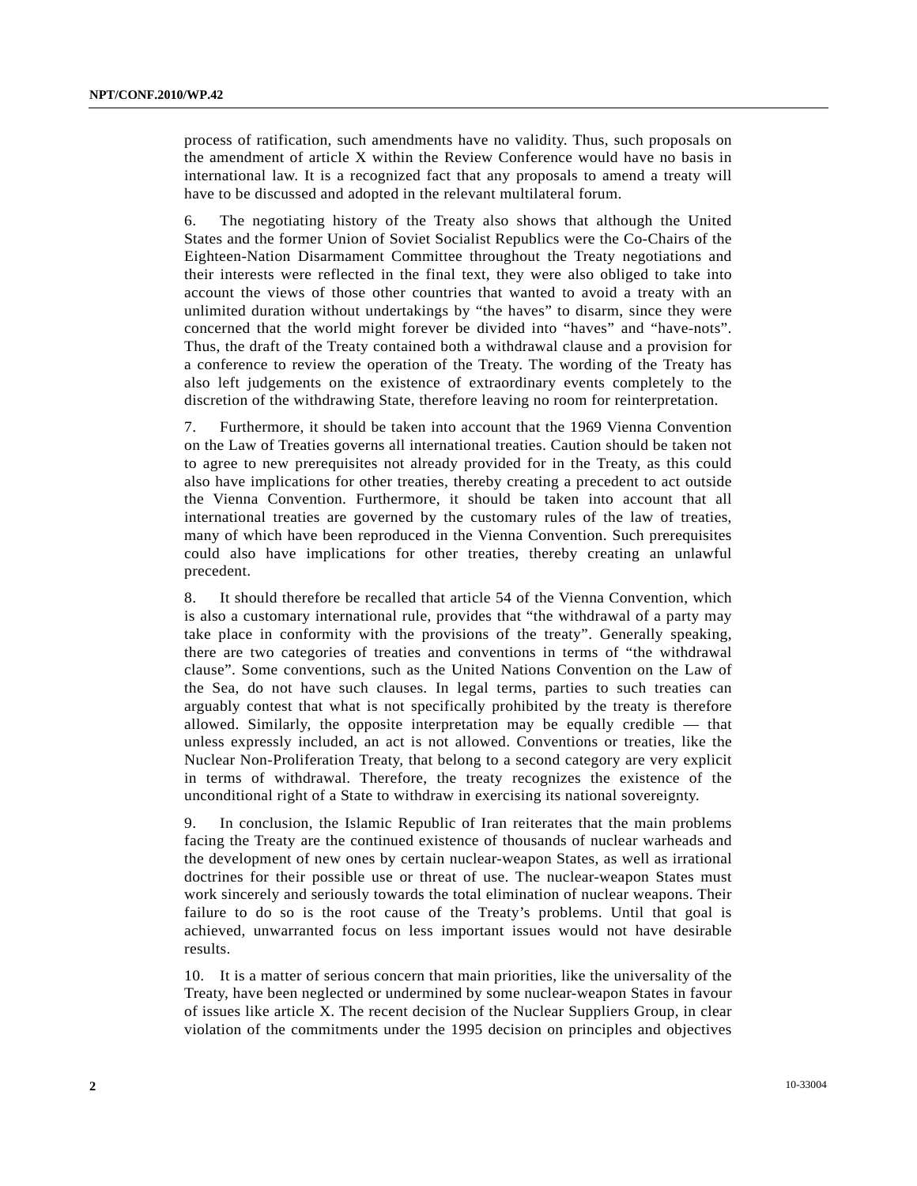process of ratification, such amendments have no validity. Thus, such proposals on the amendment of article X within the Review Conference would have no basis in international law. It is a recognized fact that any proposals to amend a treaty will have to be discussed and adopted in the relevant multilateral forum.

6. The negotiating history of the Treaty also shows that although the United States and the former Union of Soviet Socialist Republics were the Co-Chairs of the Eighteen-Nation Disarmament Committee throughout the Treaty negotiations and their interests were reflected in the final text, they were also obliged to take into account the views of those other countries that wanted to avoid a treaty with an unlimited duration without undertakings by "the haves" to disarm, since they were concerned that the world might forever be divided into "haves" and "have-nots". Thus, the draft of the Treaty contained both a withdrawal clause and a provision for a conference to review the operation of the Treaty. The wording of the Treaty has also left judgements on the existence of extraordinary events completely to the discretion of the withdrawing State, therefore leaving no room for reinterpretation.

7. Furthermore, it should be taken into account that the 1969 Vienna Convention on the Law of Treaties governs all international treaties. Caution should be taken not to agree to new prerequisites not already provided for in the Treaty, as this could also have implications for other treaties, thereby creating a precedent to act outside the Vienna Convention. Furthermore, it should be taken into account that all international treaties are governed by the customary rules of the law of treaties, many of which have been reproduced in the Vienna Convention. Such prerequisites could also have implications for other treaties, thereby creating an unlawful precedent.

8. It should therefore be recalled that article 54 of the Vienna Convention, which is also a customary international rule, provides that "the withdrawal of a party may take place in conformity with the provisions of the treaty". Generally speaking, there are two categories of treaties and conventions in terms of "the withdrawal clause". Some conventions, such as the United Nations Convention on the Law of the Sea, do not have such clauses. In legal terms, parties to such treaties can arguably contest that what is not specifically prohibited by the treaty is therefore allowed. Similarly, the opposite interpretation may be equally credible — that unless expressly included, an act is not allowed. Conventions or treaties, like the Nuclear Non-Proliferation Treaty, that belong to a second category are very explicit in terms of withdrawal. Therefore, the treaty recognizes the existence of the unconditional right of a State to withdraw in exercising its national sovereignty.

9. In conclusion, the Islamic Republic of Iran reiterates that the main problems facing the Treaty are the continued existence of thousands of nuclear warheads and the development of new ones by certain nuclear-weapon States, as well as irrational doctrines for their possible use or threat of use. The nuclear-weapon States must work sincerely and seriously towards the total elimination of nuclear weapons. Their failure to do so is the root cause of the Treaty's problems. Until that goal is achieved, unwarranted focus on less important issues would not have desirable results.

10. It is a matter of serious concern that main priorities, like the universality of the Treaty, have been neglected or undermined by some nuclear-weapon States in favour of issues like article X. The recent decision of the Nuclear Suppliers Group, in clear violation of the commitments under the 1995 decision on principles and objectives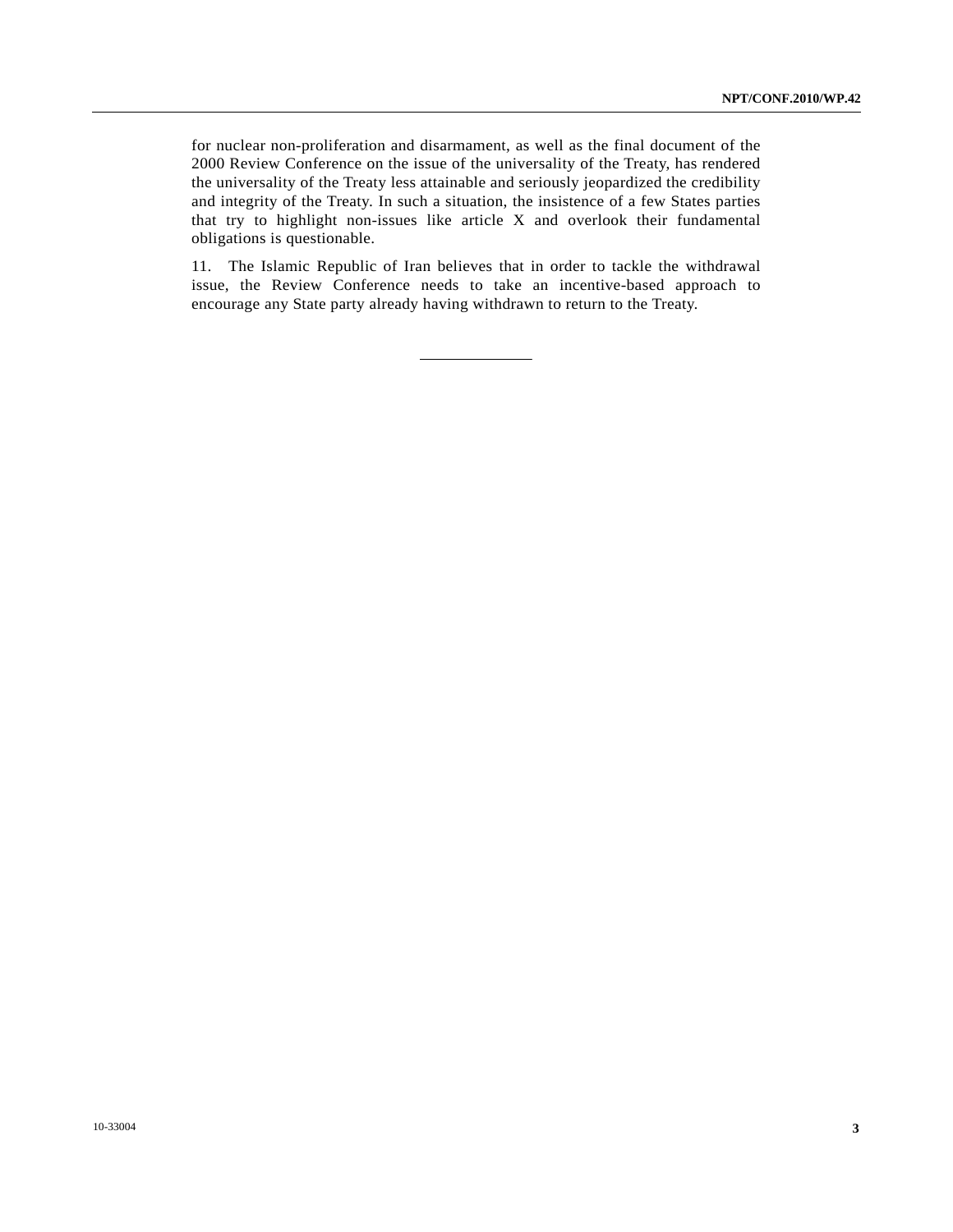for nuclear non-proliferation and disarmament, as well as the final document of the 2000 Review Conference on the issue of the universality of the Treaty, has rendered the universality of the Treaty less attainable and seriously jeopardized the credibility and integrity of the Treaty. In such a situation, the insistence of a few States parties that try to highlight non-issues like article X and overlook their fundamental obligations is questionable.

11. The Islamic Republic of Iran believes that in order to tackle the withdrawal issue, the Review Conference needs to take an incentive-based approach to encourage any State party already having withdrawn to return to the Treaty.